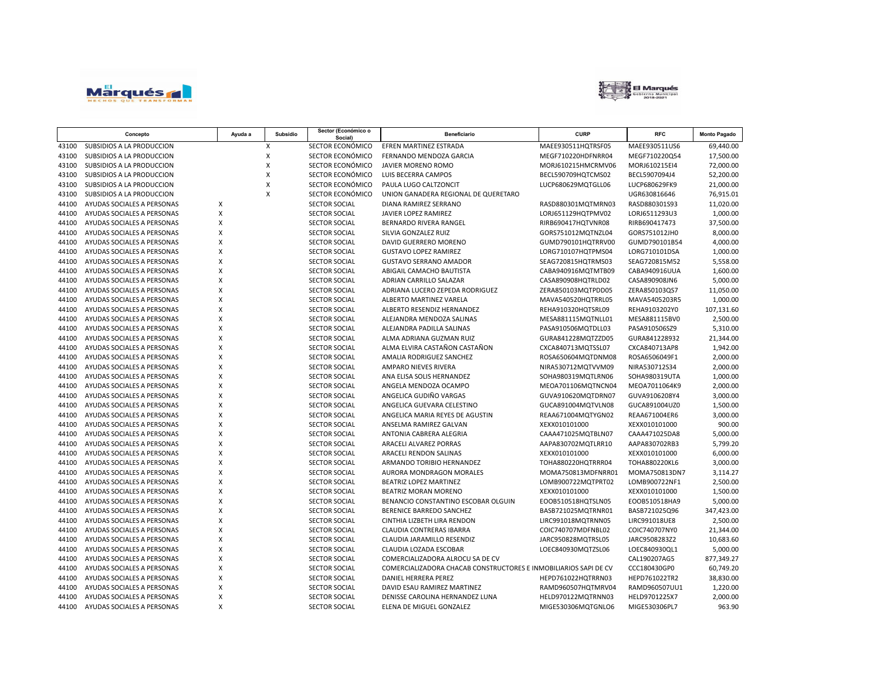| | Concepto | Ayuda a | Subsidio | Sector (Económico o Social) | Beneficiario | CURP | RFC | Monto Pagado |
|---|---|---|---|---|---|---|---|---|
| 43100 | SUBSIDIOS A LA PRODUCCION | | X | SECTOR ECONÓMICO | EFREN MARTINEZ ESTRADA | MAEE930511HQTRSF05 | MAEE930511US6 | 69,440.00 |
| 43100 | SUBSIDIOS A LA PRODUCCION | | X | SECTOR ECONÓMICO | FERNANDO MENDOZA GARCIA | MEGF710220HDFNRR04 | MEGF710220Q54 | 17,500.00 |
| 43100 | SUBSIDIOS A LA PRODUCCION | | X | SECTOR ECONÓMICO | JAVIER MORENO ROMO | MORJ610215HMCRMV06 | MORJ610215EI4 | 72,000.00 |
| 43100 | SUBSIDIOS A LA PRODUCCION | | X | SECTOR ECONÓMICO | LUIS BECERRA CAMPOS | BECL590709HQTCMS02 | BECL5907094J4 | 52,200.00 |
| 43100 | SUBSIDIOS A LA PRODUCCION | | X | SECTOR ECONÓMICO | PAULA LUGO CALTZONCIT | LUCP680629MQTGLL06 | LUCP680629FK9 | 21,000.00 |
| 43100 | SUBSIDIOS A LA PRODUCCION | | X | SECTOR ECONÓMICO | UNION GANADERA REGIONAL DE QUERETARO | | UGR630816646 | 76,915.01 |
| 44100 | AYUDAS SOCIALES A PERSONAS | X | | SECTOR SOCIAL | DIANA RAMIREZ SERRANO | RASD880301MQTMRN03 | RASD880301S93 | 11,020.00 |
| 44100 | AYUDAS SOCIALES A PERSONAS | X | | SECTOR SOCIAL | JAVIER LOPEZ RAMIREZ | LORJ651129HQTPMV02 | LORJ6511293U3 | 1,000.00 |
| 44100 | AYUDAS SOCIALES A PERSONAS | X | | SECTOR SOCIAL | BERNARDO RIVERA RANGEL | RIRB690417HQTVNR08 | RIRB690417473 | 37,500.00 |
| 44100 | AYUDAS SOCIALES A PERSONAS | X | | SECTOR SOCIAL | SILVIA GONZALEZ RUIZ | GORS751012MQTNZL04 | GORS751012JH0 | 8,000.00 |
| 44100 | AYUDAS SOCIALES A PERSONAS | X | | SECTOR SOCIAL | DAVID GUERRERO MORENO | GUMD790101HQTRRV00 | GUMD790101B54 | 4,000.00 |
| 44100 | AYUDAS SOCIALES A PERSONAS | X | | SECTOR SOCIAL | GUSTAVO LOPEZ RAMIREZ | LORG710107HQTPMS04 | LORG710101DSA | 1,000.00 |
| 44100 | AYUDAS SOCIALES A PERSONAS | X | | SECTOR SOCIAL | GUSTAVO SERRANO AMADOR | SEAG720815HQTRMS03 | SEAG720815M52 | 5,558.00 |
| 44100 | AYUDAS SOCIALES A PERSONAS | X | | SECTOR SOCIAL | ABIGAIL CAMACHO BAUTISTA | CABA940916MQTMTB09 | CABA940916UUA | 1,600.00 |
| 44100 | AYUDAS SOCIALES A PERSONAS | X | | SECTOR SOCIAL | ADRIAN CARRILLO SALAZAR | CASA890908HQTRLD02 | CASA890908JN6 | 5,000.00 |
| 44100 | AYUDAS SOCIALES A PERSONAS | X | | SECTOR SOCIAL | ADRIANA LUCERO ZEPEDA RODRIGUEZ | ZERA850103MQTPDD05 | ZERA850103QS7 | 11,050.00 |
| 44100 | AYUDAS SOCIALES A PERSONAS | X | | SECTOR SOCIAL | ALBERTO MARTINEZ VARELA | MAVA540520HQTRRL05 | MAVA5405203R5 | 1,000.00 |
| 44100 | AYUDAS SOCIALES A PERSONAS | X | | SECTOR SOCIAL | ALBERTO RESENDIZ HERNANDEZ | REHA910320HQTSRL09 | REHA9103202Y0 | 107,131.60 |
| 44100 | AYUDAS SOCIALES A PERSONAS | X | | SECTOR SOCIAL | ALEJANDRA MENDOZA SALINAS | MESA881115MQTNLL01 | MESA881115BV0 | 2,500.00 |
| 44100 | AYUDAS SOCIALES A PERSONAS | X | | SECTOR SOCIAL | ALEJANDRA PADILLA SALINAS | PASA910506MQTDLL03 | PASA910506SZ9 | 5,310.00 |
| 44100 | AYUDAS SOCIALES A PERSONAS | X | | SECTOR SOCIAL | ALMA ADRIANA GUZMAN RUIZ | GURA841228MQTZZD05 | GURA841228932 | 21,344.00 |
| 44100 | AYUDAS SOCIALES A PERSONAS | X | | SECTOR SOCIAL | ALMA ELVIRA CASTAÑON CASTAÑON | CXCA840713MQTSSL07 | CXCA840713AP8 | 1,942.00 |
| 44100 | AYUDAS SOCIALES A PERSONAS | X | | SECTOR SOCIAL | AMALIA RODRIGUEZ SANCHEZ | ROSA650604MQTDNM08 | ROSA6506049F1 | 2,000.00 |
| 44100 | AYUDAS SOCIALES A PERSONAS | X | | SECTOR SOCIAL | AMPARO NIEVES RIVERA | NIRA530712MQTVVM09 | NIRA530712S34 | 2,000.00 |
| 44100 | AYUDAS SOCIALES A PERSONAS | X | | SECTOR SOCIAL | ANA ELISA SOLIS HERNANDEZ | SOHA980319MQTLRN06 | SOHA980319UTA | 1,000.00 |
| 44100 | AYUDAS SOCIALES A PERSONAS | X | | SECTOR SOCIAL | ANGELA MENDOZA OCAMPO | MEOA701106MQTNCN04 | MEOA7011064K9 | 2,000.00 |
| 44100 | AYUDAS SOCIALES A PERSONAS | X | | SECTOR SOCIAL | ANGELICA GUDIÑO VARGAS | GUVA910620MQTDRN07 | GUVA9106208Y4 | 3,000.00 |
| 44100 | AYUDAS SOCIALES A PERSONAS | X | | SECTOR SOCIAL | ANGELICA GUEVARA CELESTINO | GUCA891004MQTVLN08 | GUCA891004UZ0 | 1,500.00 |
| 44100 | AYUDAS SOCIALES A PERSONAS | X | | SECTOR SOCIAL | ANGELICA MARIA REYES DE AGUSTIN | REAA671004MQTYGN02 | REAA671004ER6 | 3,000.00 |
| 44100 | AYUDAS SOCIALES A PERSONAS | X | | SECTOR SOCIAL | ANSELMA RAMIREZ GALVAN | XEXX010101000 | XEXX010101000 | 900.00 |
| 44100 | AYUDAS SOCIALES A PERSONAS | X | | SECTOR SOCIAL | ANTONIA CABRERA ALEGRIA | CAAA471025MQTBLN07 | CAAA471025DA8 | 5,000.00 |
| 44100 | AYUDAS SOCIALES A PERSONAS | X | | SECTOR SOCIAL | ARACELI ALVAREZ PORRAS | AAPA830702MQTLRR10 | AAPA830702RB3 | 5,799.20 |
| 44100 | AYUDAS SOCIALES A PERSONAS | X | | SECTOR SOCIAL | ARACELI RENDON SALINAS | XEXX010101000 | XEXX010101000 | 6,000.00 |
| 44100 | AYUDAS SOCIALES A PERSONAS | X | | SECTOR SOCIAL | ARMANDO TORIBIO HERNANDEZ | TOHA880220HQTRRR04 | TOHA880220KL6 | 3,000.00 |
| 44100 | AYUDAS SOCIALES A PERSONAS | X | | SECTOR SOCIAL | AURORA MONDRAGON MORALES | MOMA750813MDFNRR01 | MOMA750813DN7 | 3,114.27 |
| 44100 | AYUDAS SOCIALES A PERSONAS | X | | SECTOR SOCIAL | BEATRIZ LOPEZ MARTINEZ | LOMB900722MQTPRT02 | LOMB900722NF1 | 2,500.00 |
| 44100 | AYUDAS SOCIALES A PERSONAS | X | | SECTOR SOCIAL | BEATRIZ MORAN MORENO | XEXX010101000 | XEXX010101000 | 1,500.00 |
| 44100 | AYUDAS SOCIALES A PERSONAS | X | | SECTOR SOCIAL | BENANCIO CONSTANTINO ESCOBAR OLGUIN | EOOB510518HQTSLN05 | EOOB510518HA9 | 5,000.00 |
| 44100 | AYUDAS SOCIALES A PERSONAS | X | | SECTOR SOCIAL | BERENICE BARREDO SANCHEZ | BASB721025MQTRNR01 | BASB721025Q96 | 347,423.00 |
| 44100 | AYUDAS SOCIALES A PERSONAS | X | | SECTOR SOCIAL | CINTHIA LIZBETH LIRA RENDON | LIRC991018MQTRNN05 | LIRC991018UE8 | 2,500.00 |
| 44100 | AYUDAS SOCIALES A PERSONAS | X | | SECTOR SOCIAL | CLAUDIA CONTRERAS IBARRA | COIC740707MDFNBL02 | COIC740707NY0 | 21,344.00 |
| 44100 | AYUDAS SOCIALES A PERSONAS | X | | SECTOR SOCIAL | CLAUDIA JARAMILLO RESENDIZ | JARC950828MQTRSL05 | JARC9508283Z2 | 10,683.60 |
| 44100 | AYUDAS SOCIALES A PERSONAS | X | | SECTOR SOCIAL | CLAUDIA LOZADA ESCOBAR | LOEC840930MQTZSL06 | LOEC840930QL1 | 5,000.00 |
| 44100 | AYUDAS SOCIALES A PERSONAS | X | | SECTOR SOCIAL | COMERCIALIZADORA ALROCU SA DE CV | | CAL190207AG5 | 877,349.27 |
| 44100 | AYUDAS SOCIALES A PERSONAS | X | | SECTOR SOCIAL | COMERCIALIZADORA CHACAB CONSTRUCTORES E INMOBILIARIOS SAPI DE CV | | CCC180430GP0 | 60,749.20 |
| 44100 | AYUDAS SOCIALES A PERSONAS | X | | SECTOR SOCIAL | DANIEL HERRERA PEREZ | HEPD761022HQTRRN03 | HEPD761022TR2 | 38,830.00 |
| 44100 | AYUDAS SOCIALES A PERSONAS | X | | SECTOR SOCIAL | DAVID ESAU RAMIREZ MARTINEZ | RAMD960507HQTMRV04 | RAMD960507UU1 | 1,220.00 |
| 44100 | AYUDAS SOCIALES A PERSONAS | X | | SECTOR SOCIAL | DENISSE CAROLINA HERNANDEZ LUNA | HELD970122MQTRNN03 | HELD9701225X7 | 2,000.00 |
| 44100 | AYUDAS SOCIALES A PERSONAS | X | | SECTOR SOCIAL | ELENA DE MIGUEL GONZALEZ | MIGE530306MQTGNL06 | MIGE530306PL7 | 963.90 |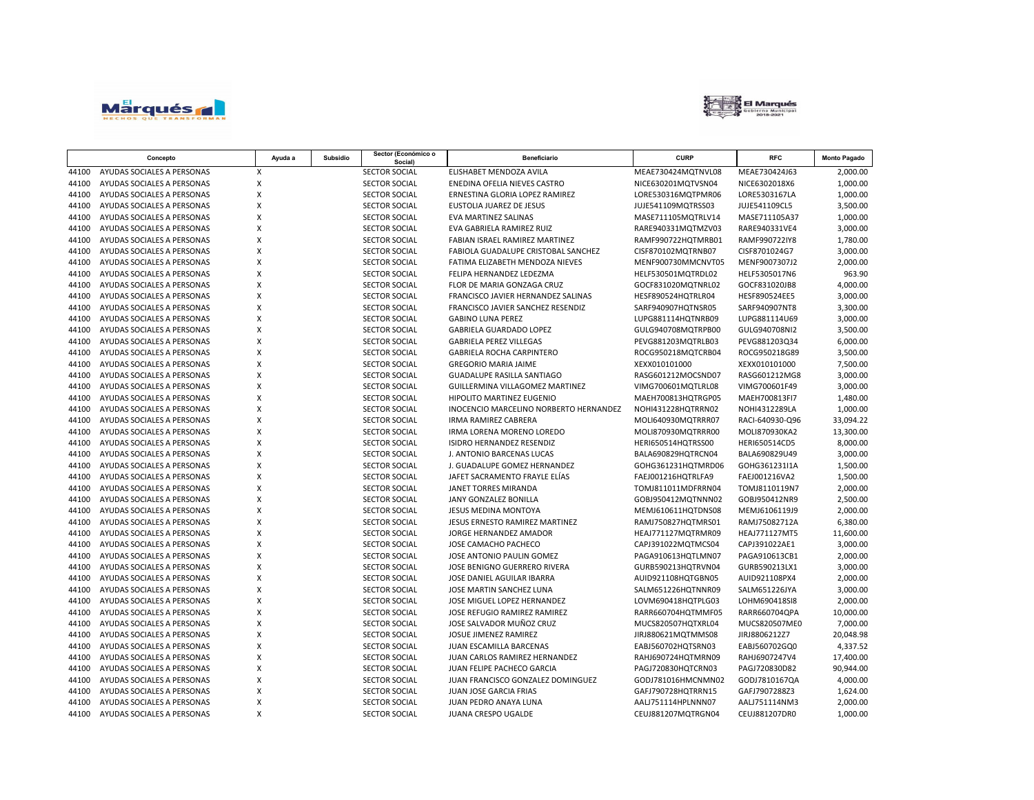| | Concepto | Ayuda a | Subsidio | Sector (Económico o Social) | Beneficiario | CURP | RFC | Monto Pagado |
|---|---|---|---|---|---|---|---|---|
| 44100 | AYUDAS SOCIALES A PERSONAS | X | | SECTOR SOCIAL | ELISHABET MENDOZA AVILA | MEAE730424MQTNVL08 | MEAE730424J63 | 2,000.00 |
| 44100 | AYUDAS SOCIALES A PERSONAS | X | | SECTOR SOCIAL | ENEDINA OFELIA NIEVES CASTRO | NICE630201MQTVSN04 | NICE6302018X6 | 1,000.00 |
| 44100 | AYUDAS SOCIALES A PERSONAS | X | | SECTOR SOCIAL | ERNESTINA GLORIA LOPEZ RAMIREZ | LORE530316MQTPMR06 | LORE5303167LA | 1,000.00 |
| 44100 | AYUDAS SOCIALES A PERSONAS | X | | SECTOR SOCIAL | EUSTOLIA JUAREZ DE JESUS | JUJE541109MQTRSS03 | JUJE541109CL5 | 3,500.00 |
| 44100 | AYUDAS SOCIALES A PERSONAS | X | | SECTOR SOCIAL | EVA MARTINEZ SALINAS | MASE711105MQTRLV14 | MASE711105A37 | 1,000.00 |
| 44100 | AYUDAS SOCIALES A PERSONAS | X | | SECTOR SOCIAL | EVA GABRIELA RAMIREZ RUIZ | RARE940331MQTMZV03 | RARE940331VE4 | 3,000.00 |
| 44100 | AYUDAS SOCIALES A PERSONAS | X | | SECTOR SOCIAL | FABIAN ISRAEL RAMIREZ MARTINEZ | RAMF990722HQTMRB01 | RAMF990722IY8 | 1,780.00 |
| 44100 | AYUDAS SOCIALES A PERSONAS | X | | SECTOR SOCIAL | FABIOLA GUADALUPE CRISTOBAL SANCHEZ | CISF870102MQTRNB07 | CISF8701024G7 | 3,000.00 |
| 44100 | AYUDAS SOCIALES A PERSONAS | X | | SECTOR SOCIAL | FATIMA ELIZABETH MENDOZA NIEVES | MENF900730MMCNVT05 | MENF9007307J2 | 2,000.00 |
| 44100 | AYUDAS SOCIALES A PERSONAS | X | | SECTOR SOCIAL | FELIPA HERNANDEZ LEDEZMA | HELF530501MQTRDL02 | HELF5305017N6 | 963.90 |
| 44100 | AYUDAS SOCIALES A PERSONAS | X | | SECTOR SOCIAL | FLOR DE MARIA GONZAGA CRUZ | GOCF831020MQTNRL02 | GOCF831020JB8 | 4,000.00 |
| 44100 | AYUDAS SOCIALES A PERSONAS | X | | SECTOR SOCIAL | FRANCISCO JAVIER HERNANDEZ SALINAS | HESF890524HQTRLR04 | HESF890524EE5 | 3,000.00 |
| 44100 | AYUDAS SOCIALES A PERSONAS | X | | SECTOR SOCIAL | FRANCISCO JAVIER SANCHEZ RESENDIZ | SARF940907HQTNSR05 | SARF940907NT8 | 3,300.00 |
| 44100 | AYUDAS SOCIALES A PERSONAS | X | | SECTOR SOCIAL | GABINO LUNA PEREZ | LUPG881114HQTNRB09 | LUPG881114U69 | 3,000.00 |
| 44100 | AYUDAS SOCIALES A PERSONAS | X | | SECTOR SOCIAL | GABRIELA GUARDADO LOPEZ | GULG940708MQTRPB00 | GULG940708NI2 | 3,500.00 |
| 44100 | AYUDAS SOCIALES A PERSONAS | X | | SECTOR SOCIAL | GABRIELA PEREZ VILLEGAS | PEVG881203MQTRLB03 | PEVG881203Q34 | 6,000.00 |
| 44100 | AYUDAS SOCIALES A PERSONAS | X | | SECTOR SOCIAL | GABRIELA ROCHA CARPINTERO | ROCG950218MQTCRB04 | ROCG950218G89 | 3,500.00 |
| 44100 | AYUDAS SOCIALES A PERSONAS | X | | SECTOR SOCIAL | GREGORIO MARIA JAIME | XEXX010101000 | XEXX010101000 | 7,500.00 |
| 44100 | AYUDAS SOCIALES A PERSONAS | X | | SECTOR SOCIAL | GUADALUPE RASILLA SANTIAGO | RASG601212MOCSND07 | RASG601212MG8 | 3,000.00 |
| 44100 | AYUDAS SOCIALES A PERSONAS | X | | SECTOR SOCIAL | GUILLERMINA VILLAGOMEZ MARTINEZ | VIMG700601MQTLRL08 | VIMG700601F49 | 3,000.00 |
| 44100 | AYUDAS SOCIALES A PERSONAS | X | | SECTOR SOCIAL | HIPOLITO MARTINEZ EUGENIO | MAEH700813HQTRGP05 | MAEH700813FI7 | 1,480.00 |
| 44100 | AYUDAS SOCIALES A PERSONAS | X | | SECTOR SOCIAL | INOCENCIO MARCELINO NORBERTO HERNANDEZ | NOHI431228HQTRRN02 | NOHI4312289LA | 1,000.00 |
| 44100 | AYUDAS SOCIALES A PERSONAS | X | | SECTOR SOCIAL | IRMA RAMIREZ CABRERA | MOLI640930MQTRRR07 | RACI-640930-Q96 | 33,094.22 |
| 44100 | AYUDAS SOCIALES A PERSONAS | X | | SECTOR SOCIAL | IRMA LORENA MORENO LOREDO | MOLI870930MQTRRR00 | MOLI870930KA2 | 13,300.00 |
| 44100 | AYUDAS SOCIALES A PERSONAS | X | | SECTOR SOCIAL | ISIDRO HERNANDEZ RESENDIZ | HERI650514HQTRSS00 | HERI650514CD5 | 8,000.00 |
| 44100 | AYUDAS SOCIALES A PERSONAS | X | | SECTOR SOCIAL | J. ANTONIO BARCENAS LUCAS | BALA690829HQTRCN04 | BALA690829U49 | 3,000.00 |
| 44100 | AYUDAS SOCIALES A PERSONAS | X | | SECTOR SOCIAL | J. GUADALUPE GOMEZ HERNANDEZ | GOHG361231HQTMRD06 | GOHG361231I1A | 1,500.00 |
| 44100 | AYUDAS SOCIALES A PERSONAS | X | | SECTOR SOCIAL | JAFET SACRAMENTO FRAYLE ELÍAS | FAEJ001216HQTRLFA9 | FAEJ001216VA2 | 1,500.00 |
| 44100 | AYUDAS SOCIALES A PERSONAS | X | | SECTOR SOCIAL | JANET TORRES MIRANDA | TOMJ811011MDFRRN04 | TOMJ8110119N7 | 2,000.00 |
| 44100 | AYUDAS SOCIALES A PERSONAS | X | | SECTOR SOCIAL | JANY GONZALEZ BONILLA | GOBJ950412MQTNNN02 | GOBJ950412NR9 | 2,500.00 |
| 44100 | AYUDAS SOCIALES A PERSONAS | X | | SECTOR SOCIAL | JESUS MEDINA MONTOYA | MEMJ610611HQTDNS08 | MEMJ6106119J9 | 2,000.00 |
| 44100 | AYUDAS SOCIALES A PERSONAS | X | | SECTOR SOCIAL | JESUS ERNESTO RAMIREZ MARTINEZ | RAMJ750827HQTMRS01 | RAMJ75082712A | 6,380.00 |
| 44100 | AYUDAS SOCIALES A PERSONAS | X | | SECTOR SOCIAL | JORGE HERNANDEZ AMADOR | HEAJ771127MQTRMR09 | HEAJ771127MT5 | 11,600.00 |
| 44100 | AYUDAS SOCIALES A PERSONAS | X | | SECTOR SOCIAL | JOSE CAMACHO PACHECO | CAPJ391022MQTMCS04 | CAPJ391022AE1 | 3,000.00 |
| 44100 | AYUDAS SOCIALES A PERSONAS | X | | SECTOR SOCIAL | JOSE ANTONIO PAULIN GOMEZ | PAGA910613HQTLMN07 | PAGA910613CB1 | 2,000.00 |
| 44100 | AYUDAS SOCIALES A PERSONAS | X | | SECTOR SOCIAL | JOSE BENIGNO GUERRERO RIVERA | GURB590213HQTRVN04 | GURB590213LX1 | 3,000.00 |
| 44100 | AYUDAS SOCIALES A PERSONAS | X | | SECTOR SOCIAL | JOSE DANIEL AGUILAR IBARRA | AUID921108HQTGBN05 | AUID921108PX4 | 2,000.00 |
| 44100 | AYUDAS SOCIALES A PERSONAS | X | | SECTOR SOCIAL | JOSE MARTIN SANCHEZ LUNA | SALM651226HQTNNR09 | SALM651226JYA | 3,000.00 |
| 44100 | AYUDAS SOCIALES A PERSONAS | X | | SECTOR SOCIAL | JOSE MIGUEL LOPEZ HERNANDEZ | LOVM690418HQTPLG03 | LOHM690418SI8 | 2,000.00 |
| 44100 | AYUDAS SOCIALES A PERSONAS | X | | SECTOR SOCIAL | JOSE REFUGIO RAMIREZ RAMIREZ | RARR660704HQTMMF05 | RARR660704QPA | 10,000.00 |
| 44100 | AYUDAS SOCIALES A PERSONAS | X | | SECTOR SOCIAL | JOSE SALVADOR MUÑOZ CRUZ | MUCS820507HQTXRL04 | MUCS820507ME0 | 7,000.00 |
| 44100 | AYUDAS SOCIALES A PERSONAS | X | | SECTOR SOCIAL | JOSUE JIMENEZ RAMIREZ | JIRJ880621MQTMMS08 | JIRJ8806212Z7 | 20,048.98 |
| 44100 | AYUDAS SOCIALES A PERSONAS | X | | SECTOR SOCIAL | JUAN ESCAMILLA BARCENAS | EABJ560702HQTSRN03 | EABJ560702GQ0 | 4,337.52 |
| 44100 | AYUDAS SOCIALES A PERSONAS | X | | SECTOR SOCIAL | JUAN CARLOS RAMIREZ HERNANDEZ | RAHJ690724HQTMRN09 | RAHJ6907247V4 | 17,400.00 |
| 44100 | AYUDAS SOCIALES A PERSONAS | X | | SECTOR SOCIAL | JUAN FELIPE PACHECO GARCIA | PAGJ720830HQTCRN03 | PAGJ720830D82 | 90,944.00 |
| 44100 | AYUDAS SOCIALES A PERSONAS | X | | SECTOR SOCIAL | JUAN FRANCISCO GONZALEZ DOMINGUEZ | GODJ781016HMCNMN02 | GODJ7810167QA | 4,000.00 |
| 44100 | AYUDAS SOCIALES A PERSONAS | X | | SECTOR SOCIAL | JUAN JOSE GARCIA FRIAS | GAFJ790728HQTRRN15 | GAFJ7907288Z3 | 1,624.00 |
| 44100 | AYUDAS SOCIALES A PERSONAS | X | | SECTOR SOCIAL | JUAN PEDRO ANAYA LUNA | AALJ751114HPLNNN07 | AALJ751114NM3 | 2,000.00 |
| 44100 | AYUDAS SOCIALES A PERSONAS | X | | SECTOR SOCIAL | JUANA CRESPO UGALDE | CEUJ881207MQTRGN04 | CEUJ881207DR0 | 1,000.00 |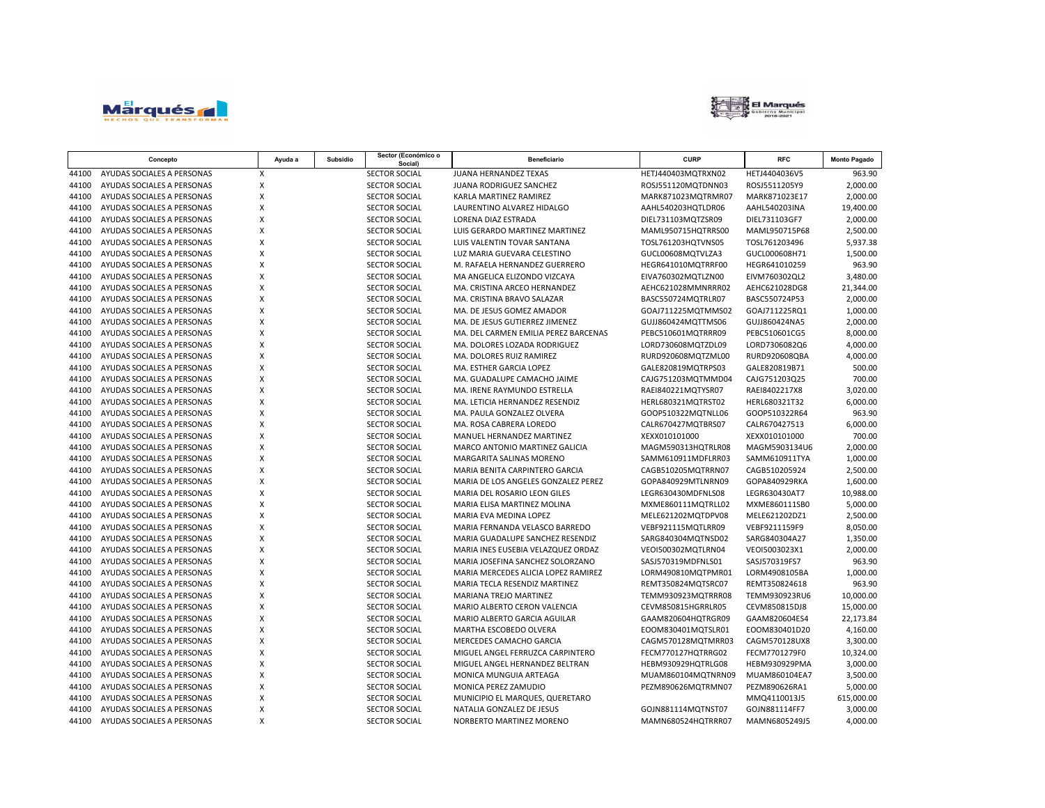| Concepto | | Ayuda a | Subsidio | Sector (Económico o Social) | Beneficiario | CURP | RFC | Monto Pagado |
|---|---|---|---|---|---|---|---|---|
| 44100 | AYUDAS SOCIALES A PERSONAS | X | | SECTOR SOCIAL | JUANA HERNANDEZ TEXAS | HETJ440403MQTRXN02 | HETJ4404036V5 | 963.90 |
| 44100 | AYUDAS SOCIALES A PERSONAS | X | | SECTOR SOCIAL | JUANA RODRIGUEZ SANCHEZ | ROSJ551120MQTDNN03 | ROSJ5511205Y9 | 2,000.00 |
| 44100 | AYUDAS SOCIALES A PERSONAS | X | | SECTOR SOCIAL | KARLA MARTINEZ RAMIREZ | MARK871023MQTRMR07 | MARK871023E17 | 2,000.00 |
| 44100 | AYUDAS SOCIALES A PERSONAS | X | | SECTOR SOCIAL | LAURENTINO ALVAREZ HIDALGO | AAHL540203HQTLDR06 | AAHL540203INA | 19,400.00 |
| 44100 | AYUDAS SOCIALES A PERSONAS | X | | SECTOR SOCIAL | LORENA DIAZ ESTRADA | DIEL731103MQTZSR09 | DIEL731103GF7 | 2,000.00 |
| 44100 | AYUDAS SOCIALES A PERSONAS | X | | SECTOR SOCIAL | LUIS GERARDO MARTINEZ MARTINEZ | MAML950715HQTRRS00 | MAML950715P68 | 2,500.00 |
| 44100 | AYUDAS SOCIALES A PERSONAS | X | | SECTOR SOCIAL | LUIS VALENTIN TOVAR SANTANA | TOSL761203HQTVNS05 | TOSL761203496 | 5,937.38 |
| 44100 | AYUDAS SOCIALES A PERSONAS | X | | SECTOR SOCIAL | LUZ MARIA GUEVARA CELESTINO | GUCL00608MQTVLZA3 | GUCL000608H71 | 1,500.00 |
| 44100 | AYUDAS SOCIALES A PERSONAS | X | | SECTOR SOCIAL | M. RAFAELA HERNANDEZ GUERRERO | HEGR641010MQTRRF00 | HEGR641010259 | 963.90 |
| 44100 | AYUDAS SOCIALES A PERSONAS | X | | SECTOR SOCIAL | MA ANGELICA ELIZONDO VIZCAYA | EIVA760302MQTLZN00 | EIVM760302QL2 | 3,480.00 |
| 44100 | AYUDAS SOCIALES A PERSONAS | X | | SECTOR SOCIAL | MA. CRISTINA ARCEO HERNANDEZ | AEHC621028MMNRRR02 | AEHC621028DG8 | 21,344.00 |
| 44100 | AYUDAS SOCIALES A PERSONAS | X | | SECTOR SOCIAL | MA. CRISTINA BRAVO SALAZAR | BASC550724MQTRLR07 | BASC550724P53 | 2,000.00 |
| 44100 | AYUDAS SOCIALES A PERSONAS | X | | SECTOR SOCIAL | MA. DE JESUS GOMEZ AMADOR | GOAJ711225MQTMMS02 | GOAJ711225RQ1 | 1,000.00 |
| 44100 | AYUDAS SOCIALES A PERSONAS | X | | SECTOR SOCIAL | MA. DE JESUS GUTIERREZ JIMENEZ | GUJJ860424MQTTMS06 | GUJJ860424NA5 | 2,000.00 |
| 44100 | AYUDAS SOCIALES A PERSONAS | X | | SECTOR SOCIAL | MA. DEL CARMEN EMILIA PEREZ BARCENAS | PEBC510601MQTRRR09 | PEBC510601CG5 | 8,000.00 |
| 44100 | AYUDAS SOCIALES A PERSONAS | X | | SECTOR SOCIAL | MA. DOLORES LOZADA RODRIGUEZ | LORD730608MQTZDL09 | LORD7306082Q6 | 4,000.00 |
| 44100 | AYUDAS SOCIALES A PERSONAS | X | | SECTOR SOCIAL | MA. DOLORES RUIZ RAMIREZ | RURD920608MQTZML00 | RURD920608QBA | 4,000.00 |
| 44100 | AYUDAS SOCIALES A PERSONAS | X | | SECTOR SOCIAL | MA. ESTHER GARCIA LOPEZ | GALE820819MQTRPS03 | GALE820819B71 | 500.00 |
| 44100 | AYUDAS SOCIALES A PERSONAS | X | | SECTOR SOCIAL | MA. GUADALUPE CAMACHO JAIME | CAJG751203MQTMMD04 | CAJG751203Q25 | 700.00 |
| 44100 | AYUDAS SOCIALES A PERSONAS | X | | SECTOR SOCIAL | MA. IRENE RAYMUNDO ESTRELLA | RAEI840221MQTYSR07 | RAEI8402217X8 | 3,020.00 |
| 44100 | AYUDAS SOCIALES A PERSONAS | X | | SECTOR SOCIAL | MA. LETICIA HERNANDEZ RESENDIZ | HERL680321MQTRST02 | HERL680321T32 | 6,000.00 |
| 44100 | AYUDAS SOCIALES A PERSONAS | X | | SECTOR SOCIAL | MA. PAULA GONZALEZ OLVERA | GOOP510322MQTNLL06 | GOOP510322R64 | 963.90 |
| 44100 | AYUDAS SOCIALES A PERSONAS | X | | SECTOR SOCIAL | MA. ROSA CABRERA LOREDO | CALR670427MQTBRS07 | CALR670427513 | 6,000.00 |
| 44100 | AYUDAS SOCIALES A PERSONAS | X | | SECTOR SOCIAL | MANUEL HERNANDEZ MARTINEZ | XEXX010101000 | XEXX010101000 | 700.00 |
| 44100 | AYUDAS SOCIALES A PERSONAS | X | | SECTOR SOCIAL | MARCO ANTONIO MARTINEZ GALICIA | MAGM590313HQTRLR08 | MAGM5903134U6 | 2,000.00 |
| 44100 | AYUDAS SOCIALES A PERSONAS | X | | SECTOR SOCIAL | MARGARITA SALINAS MORENO | SAMM610911MDFLRR03 | SAMM610911TYA | 1,000.00 |
| 44100 | AYUDAS SOCIALES A PERSONAS | X | | SECTOR SOCIAL | MARIA BENITA CARPINTERO GARCIA | CAGB510205MQTRRN07 | CAGB510205924 | 2,500.00 |
| 44100 | AYUDAS SOCIALES A PERSONAS | X | | SECTOR SOCIAL | MARIA DE LOS ANGELES GONZALEZ PEREZ | GOPA840929MTLNRN09 | GOPA840929RKA | 1,600.00 |
| 44100 | AYUDAS SOCIALES A PERSONAS | X | | SECTOR SOCIAL | MARIA DEL ROSARIO LEON GILES | LEGR630430MDFNLS08 | LEGR630430AT7 | 10,988.00 |
| 44100 | AYUDAS SOCIALES A PERSONAS | X | | SECTOR SOCIAL | MARIA ELISA MARTINEZ MOLINA | MXME860111MQTRLL02 | MXME860111SB0 | 5,000.00 |
| 44100 | AYUDAS SOCIALES A PERSONAS | X | | SECTOR SOCIAL | MARIA EVA MEDINA LOPEZ | MELE621202MQTDPV08 | MELE621202DZ1 | 2,500.00 |
| 44100 | AYUDAS SOCIALES A PERSONAS | X | | SECTOR SOCIAL | MARIA FERNANDA VELASCO BARREDO | VEBF921115MQTLRR09 | VEBF9211159F9 | 8,050.00 |
| 44100 | AYUDAS SOCIALES A PERSONAS | X | | SECTOR SOCIAL | MARIA GUADALUPE SANCHEZ RESENDIZ | SARG840304MQTNSD02 | SARG840304A27 | 1,350.00 |
| 44100 | AYUDAS SOCIALES A PERSONAS | X | | SECTOR SOCIAL | MARIA INES EUSEBIA VELAZQUEZ ORDAZ | VEOI500302MQTLRN04 | VEOI5003023X1 | 2,000.00 |
| 44100 | AYUDAS SOCIALES A PERSONAS | X | | SECTOR SOCIAL | MARIA JOSEFINA SANCHEZ SOLORZANO | SASJ570319MDFNLS01 | SASJ570319FS7 | 963.90 |
| 44100 | AYUDAS SOCIALES A PERSONAS | X | | SECTOR SOCIAL | MARIA MERCEDES ALICIA LOPEZ RAMIREZ | LORM490810MQTPMR01 | LORM4908105BA | 1,000.00 |
| 44100 | AYUDAS SOCIALES A PERSONAS | X | | SECTOR SOCIAL | MARIA TECLA RESENDIZ MARTINEZ | REMT350824MQTSRC07 | REMT350824618 | 963.90 |
| 44100 | AYUDAS SOCIALES A PERSONAS | X | | SECTOR SOCIAL | MARIANA TREJO MARTINEZ | TEMM930923MQTRRR08 | TEMM930923RU6 | 10,000.00 |
| 44100 | AYUDAS SOCIALES A PERSONAS | X | | SECTOR SOCIAL | MARIO ALBERTO CERON VALENCIA | CEVM850815HGRRLR05 | CEVM850815DJ8 | 15,000.00 |
| 44100 | AYUDAS SOCIALES A PERSONAS | X | | SECTOR SOCIAL | MARIO ALBERTO GARCIA AGUILAR | GAAM820604HQTRGR09 | GAAM820604ES4 | 22,173.84 |
| 44100 | AYUDAS SOCIALES A PERSONAS | X | | SECTOR SOCIAL | MARTHA ESCOBEDO OLVERA | EOOM830401MQTSLR01 | EOOM830401D20 | 4,160.00 |
| 44100 | AYUDAS SOCIALES A PERSONAS | X | | SECTOR SOCIAL | MERCEDES CAMACHO GARCIA | CAGM570128MQTMRR03 | CAGM570128UX8 | 3,300.00 |
| 44100 | AYUDAS SOCIALES A PERSONAS | X | | SECTOR SOCIAL | MIGUEL ANGEL FERRUZCA CARPINTERO | FECM770127HQTRRG02 | FECM7701279F0 | 10,324.00 |
| 44100 | AYUDAS SOCIALES A PERSONAS | X | | SECTOR SOCIAL | MIGUEL ANGEL HERNANDEZ BELTRAN | HEBM930929HQTRLG08 | HEBM930929PMA | 3,000.00 |
| 44100 | AYUDAS SOCIALES A PERSONAS | X | | SECTOR SOCIAL | MONICA MUNGUIA ARTEAGA | MUAM860104MQTNRN09 | MUAM860104EA7 | 3,500.00 |
| 44100 | AYUDAS SOCIALES A PERSONAS | X | | SECTOR SOCIAL | MONICA PEREZ ZAMUDIO | PEZM890626MQTRMN07 | PEZM890626RA1 | 5,000.00 |
| 44100 | AYUDAS SOCIALES A PERSONAS | X | | SECTOR SOCIAL | MUNICIPIO EL MARQUES, QUERETARO | | MMQ4110013J5 | 615,000.00 |
| 44100 | AYUDAS SOCIALES A PERSONAS | X | | SECTOR SOCIAL | NATALIA GONZALEZ DE JESUS | GOJN881114MQTNST07 | GOJN881114FF7 | 3,000.00 |
| 44100 | AYUDAS SOCIALES A PERSONAS | X | | SECTOR SOCIAL | NORBERTO MARTINEZ MORENO | MAMN680524HQTRRR07 | MAMN6805249J5 | 4,000.00 |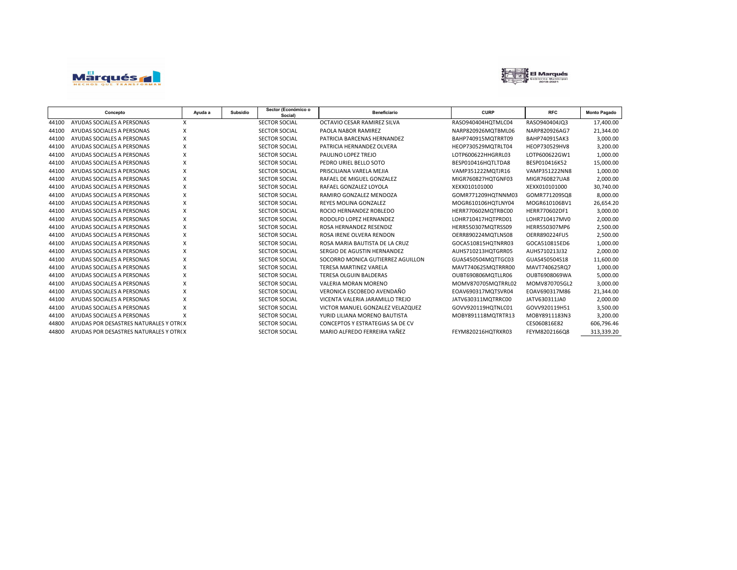| | Concepto | Ayuda a | Subsidio | Sector (Económico o Social) | Beneficiario | CURP | RFC | Monto Pagado |
|---|---|---|---|---|---|---|---|---|
| 44100 | AYUDAS SOCIALES A PERSONAS | X | | SECTOR SOCIAL | OCTAVIO CESAR RAMIREZ SILVA | RASO940404HQTMLC04 | RASO940404JQ3 | 17,400.00 |
| 44100 | AYUDAS SOCIALES A PERSONAS | X | | SECTOR SOCIAL | PAOLA NABOR RAMIREZ | NARP820926MQTBML06 | NARP820926AG7 | 21,344.00 |
| 44100 | AYUDAS SOCIALES A PERSONAS | X | | SECTOR SOCIAL | PATRICIA BARCENAS HERNANDEZ | BAHP740915MQTRRT09 | BAHP740915AK3 | 3,000.00 |
| 44100 | AYUDAS SOCIALES A PERSONAS | X | | SECTOR SOCIAL | PATRICIA HERNANDEZ OLVERA | HEOP730529MQTRLT04 | HEOP730529HV8 | 3,200.00 |
| 44100 | AYUDAS SOCIALES A PERSONAS | X | | SECTOR SOCIAL | PAULINO LOPEZ TREJO | LOTP600622HHGRRL03 | LOTP600622GW1 | 1,000.00 |
| 44100 | AYUDAS SOCIALES A PERSONAS | X | | SECTOR SOCIAL | PEDRO URIEL BELLO SOTO | BESP010416HQTLTDA8 | BESP010416K52 | 15,000.00 |
| 44100 | AYUDAS SOCIALES A PERSONAS | X | | SECTOR SOCIAL | PRISCILIANA VARELA MEJIA | VAMP351222MQTJR16 | VAMP351222NN8 | 1,000.00 |
| 44100 | AYUDAS SOCIALES A PERSONAS | X | | SECTOR SOCIAL | RAFAEL DE MIGUEL GONZALEZ | MIGR760827HQTGNF03 | MIGR760827UA8 | 2,000.00 |
| 44100 | AYUDAS SOCIALES A PERSONAS | X | | SECTOR SOCIAL | RAFAEL GONZALEZ LOYOLA | XEXX010101000 | XEXX010101000 | 30,740.00 |
| 44100 | AYUDAS SOCIALES A PERSONAS | X | | SECTOR SOCIAL | RAMIRO GONZALEZ MENDOZA | GOMR771209HQTNNM03 | GOMR771209SQ8 | 8,000.00 |
| 44100 | AYUDAS SOCIALES A PERSONAS | X | | SECTOR SOCIAL | REYES MOLINA GONZALEZ | MOGR610106HQTLNY04 | MOGR610106BV1 | 26,654.20 |
| 44100 | AYUDAS SOCIALES A PERSONAS | X | | SECTOR SOCIAL | ROCIO HERNANDEZ ROBLEDO | HERR770602MQTRBC00 | HERR770602DF1 | 3,000.00 |
| 44100 | AYUDAS SOCIALES A PERSONAS | X | | SECTOR SOCIAL | RODOLFO LOPEZ HERNANDEZ | LOHR710417HQTPRD01 | LOHR710417MV0 | 2,000.00 |
| 44100 | AYUDAS SOCIALES A PERSONAS | X | | SECTOR SOCIAL | ROSA HERNANDEZ RESENDIZ | HERR550307MQTRSS09 | HERR550307MP6 | 2,500.00 |
| 44100 | AYUDAS SOCIALES A PERSONAS | X | | SECTOR SOCIAL | ROSA IRENE OLVERA RENDON | OERR890224MQTLNS08 | OERR890224FU5 | 2,500.00 |
| 44100 | AYUDAS SOCIALES A PERSONAS | X | | SECTOR SOCIAL | ROSA MARIA BAUTISTA DE LA CRUZ | GOCA510815HQTNRR03 | GOCA510815ED6 | 1,000.00 |
| 44100 | AYUDAS SOCIALES A PERSONAS | X | | SECTOR SOCIAL | SERGIO DE AGUSTIN HERNANDEZ | AUHS710213HQTGRR05 | AUHS710213J32 | 2,000.00 |
| 44100 | AYUDAS SOCIALES A PERSONAS | X | | SECTOR SOCIAL | SOCORRO MONICA GUTIERREZ AGUILLON | GUAS450504MQTTGC03 | GUAS450504S18 | 11,600.00 |
| 44100 | AYUDAS SOCIALES A PERSONAS | X | | SECTOR SOCIAL | TERESA MARTINEZ VARELA | MAVT740625MQTRRR00 | MAVT740625RQ7 | 1,000.00 |
| 44100 | AYUDAS SOCIALES A PERSONAS | X | | SECTOR SOCIAL | TERESA OLGUIN BALDERAS | OUBT690806MQTLLR06 | OUBT6908069WA | 5,000.00 |
| 44100 | AYUDAS SOCIALES A PERSONAS | X | | SECTOR SOCIAL | VALERIA MORAN MORENO | MOMV870705MQTRRL02 | MOMV870705GL2 | 3,000.00 |
| 44100 | AYUDAS SOCIALES A PERSONAS | X | | SECTOR SOCIAL | VERONICA ESCOBEDO AVENDAÑO | EOAV690317MQTSVR04 | EOAV690317M86 | 21,344.00 |
| 44100 | AYUDAS SOCIALES A PERSONAS | X | | SECTOR SOCIAL | VICENTA VALERIA JARAMILLO TREJO | JATV630311MQTRRC00 | JATV630311JA0 | 2,000.00 |
| 44100 | AYUDAS SOCIALES A PERSONAS | X | | SECTOR SOCIAL | VICTOR MANUEL GONZALEZ VELAZQUEZ | GOVV920119HQTNLC01 | GOVV920119H51 | 3,500.00 |
| 44100 | AYUDAS SOCIALES A PERSONAS | X | | SECTOR SOCIAL | YURID LILIANA MORENO BAUTISTA | MOBY891118MQTRTR13 | MOBY8911183N3 | 3,200.00 |
| 44800 | AYUDAS POR DESASTRES NATURALES Y OTROS | X | | SECTOR SOCIAL | CONCEPTOS Y ESTRATEGIAS SA DE CV | | CES060816E82 | 606,796.46 |
| 44800 | AYUDAS POR DESASTRES NATURALES Y OTROS | X | | SECTOR SOCIAL | MARIO ALFREDO FERREIRA YAÑEZ | FEYM820216HQTRXR03 | FEYM8202166Q8 | 313,339.20 |